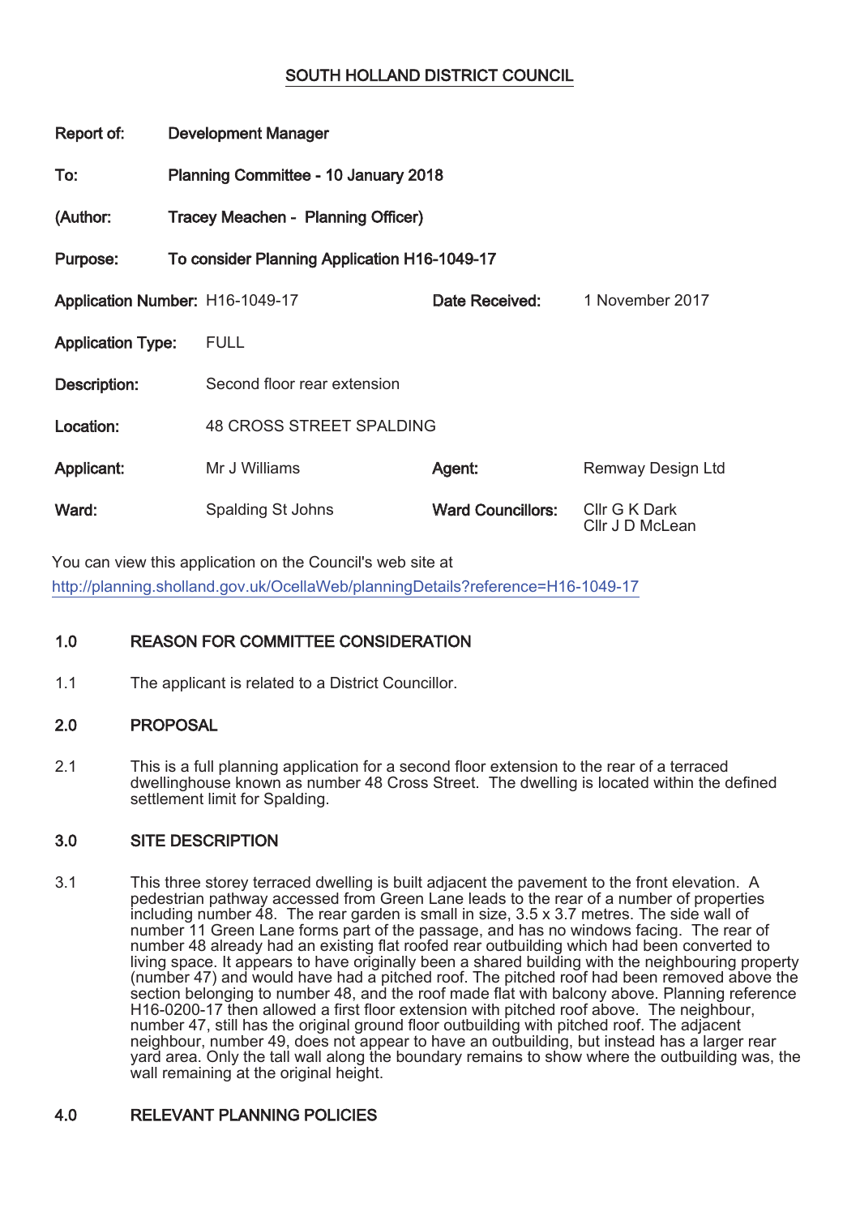# SOUTH HOLLAND DISTRICT COUNCIL

**Report of:** Development Manager

**To:** Planning Committee - 10 January 2018

**(Author:** Tracey Meachen - Planning Officer)

**Purpose:** To consider Planning Application H16-1049-17

| | | | |
|---|---|---|---|
| **Application Number:** | H16-1049-17 | **Date Received:** | 1 November 2017 |
| **Application Type:** | FULL | | |
| **Description:** | Second floor rear extension | | |
| **Location:** | 48 CROSS STREET SPALDING | | |
| **Applicant:** | Mr J Williams | **Agent:** | Remway Design Ltd |
| **Ward:** | Spalding St Johns | **Ward Councillors:** | Cllr G K Dark<br>Cllr J D McLean |

You can view this application on the Council's web site at http://planning.sholland.gov.uk/OcellaWeb/planningDetails?reference=H16-1049-17

## 1.0 REASON FOR COMMITTEE CONSIDERATION

1.1 The applicant is related to a District Councillor.

## 2.0 PROPOSAL

2.1 This is a full planning application for a second floor extension to the rear of a terraced dwellinghouse known as number 48 Cross Street. The dwelling is located within the defined settlement limit for Spalding.

## 3.0 SITE DESCRIPTION

3.1 This three storey terraced dwelling is built adjacent the pavement to the front elevation. A pedestrian pathway accessed from Green Lane leads to the rear of a number of properties including number 48. The rear garden is small in size, 3.5 x 3.7 metres. The side wall of number 11 Green Lane forms part of the passage, and has no windows facing. The rear of number 48 already had an existing flat roofed rear outbuilding which had been converted to living space. It appears to have originally been a shared building with the neighbouring property (number 47) and would have had a pitched roof. The pitched roof had been removed above the section belonging to number 48, and the roof made flat with balcony above. Planning reference H16-0200-17 then allowed a first floor extension with pitched roof above. The neighbour, number 47, still has the original ground floor outbuilding with pitched roof. The adjacent neighbour, number 49, does not appear to have an outbuilding, but instead has a larger rear yard area. Only the tall wall along the boundary remains to show where the outbuilding was, the wall remaining at the original height.

## 4.0 RELEVANT PLANNING POLICIES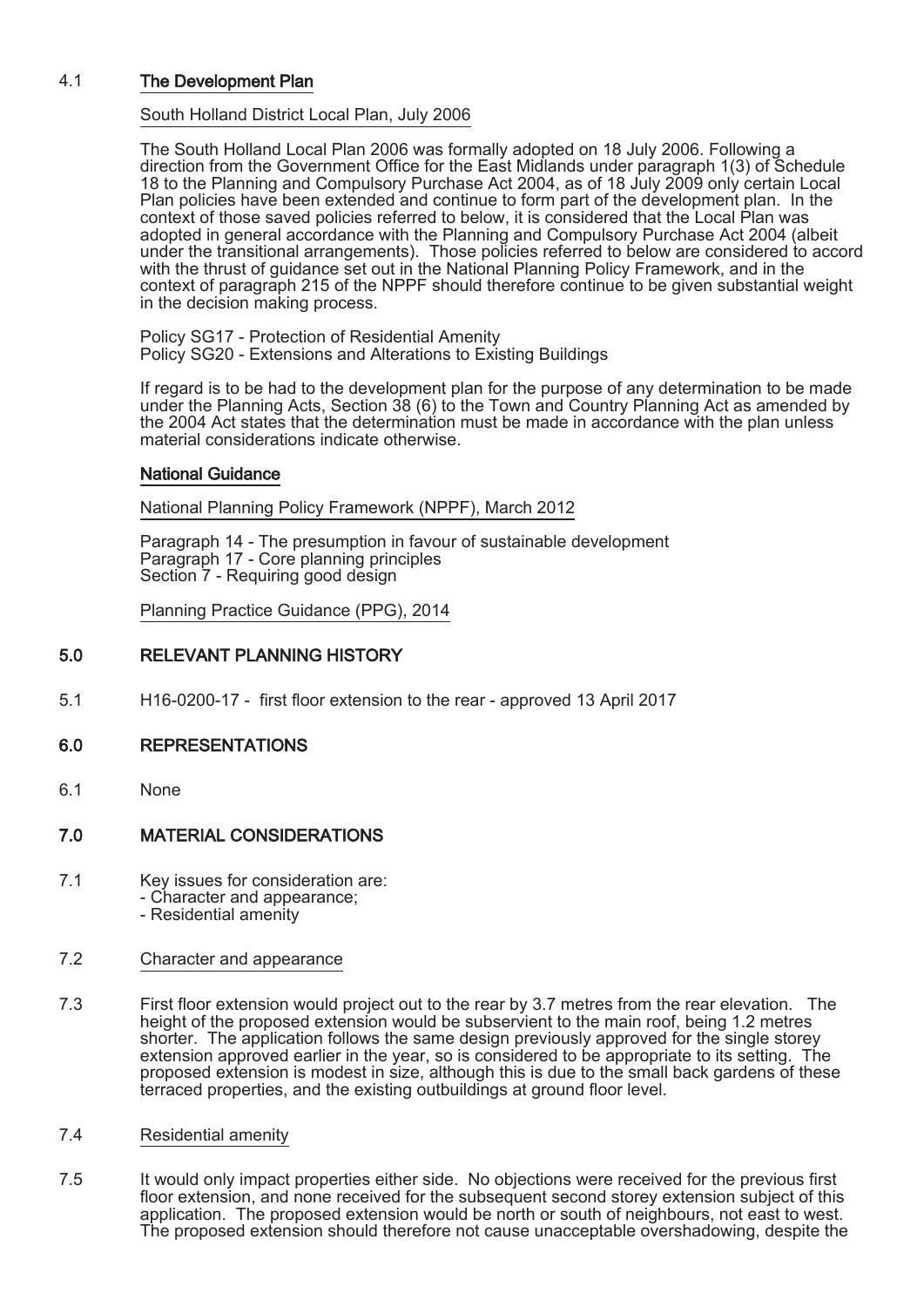4.1 **The Development Plan**

South Holland District Local Plan, July 2006

The South Holland Local Plan 2006 was formally adopted on 18 July 2006. Following a direction from the Government Office for the East Midlands under paragraph 1(3) of Schedule 18 to the Planning and Compulsory Purchase Act 2004, as of 18 July 2009 only certain Local Plan policies have been extended and continue to form part of the development plan. In the context of those saved policies referred to below, it is considered that the Local Plan was adopted in general accordance with the Planning and Compulsory Purchase Act 2004 (albeit under the transitional arrangements). Those policies referred to below are considered to accord with the thrust of guidance set out in the National Planning Policy Framework, and in the context of paragraph 215 of the NPPF should therefore continue to be given substantial weight in the decision making process.

Policy SG17 - Protection of Residential Amenity
Policy SG20 - Extensions and Alterations to Existing Buildings

If regard is to be had to the development plan for the purpose of any determination to be made under the Planning Acts, Section 38 (6) to the Town and Country Planning Act as amended by the 2004 Act states that the determination must be made in accordance with the plan unless material considerations indicate otherwise.

**National Guidance**

National Planning Policy Framework (NPPF), March 2012

Paragraph 14 - The presumption in favour of sustainable development
Paragraph 17 - Core planning principles
Section 7 - Requiring good design

Planning Practice Guidance (PPG), 2014

## 5.0 RELEVANT PLANNING HISTORY

5.1 H16-0200-17 - first floor extension to the rear - approved 13 April 2017

## 6.0 REPRESENTATIONS

6.1 None

## 7.0 MATERIAL CONSIDERATIONS

7.1 Key issues for consideration are:
- Character and appearance;
- Residential amenity

7.2 Character and appearance

7.3 First floor extension would project out to the rear by 3.7 metres from the rear elevation. The height of the proposed extension would be subservient to the main roof, being 1.2 metres shorter. The application follows the same design previously approved for the single storey extension approved earlier in the year, so is considered to be appropriate to its setting. The proposed extension is modest in size, although this is due to the small back gardens of these terraced properties, and the existing outbuildings at ground floor level.

7.4 Residential amenity

7.5 It would only impact properties either side. No objections were received for the previous first floor extension, and none received for the subsequent second storey extension subject of this application. The proposed extension would be north or south of neighbours, not east to west. The proposed extension should therefore not cause unacceptable overshadowing, despite the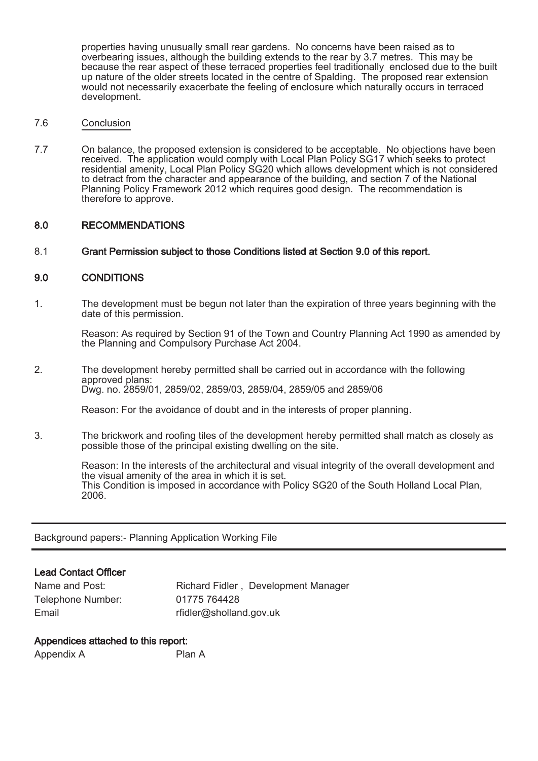properties having unusually small rear gardens. No concerns have been raised as to overbearing issues, although the building extends to the rear by 3.7 metres. This may be because the rear aspect of these terraced properties feel traditionally enclosed due to the built up nature of the older streets located in the centre of Spalding. The proposed rear extension would not necessarily exacerbate the feeling of enclosure which naturally occurs in terraced development.

7.6 Conclusion

7.7 On balance, the proposed extension is considered to be acceptable. No objections have been received. The application would comply with Local Plan Policy SG17 which seeks to protect residential amenity, Local Plan Policy SG20 which allows development which is not considered to detract from the character and appearance of the building, and section 7 of the National Planning Policy Framework 2012 which requires good design. The recommendation is therefore to approve.

## 8.0 RECOMMENDATIONS

8.1 **Grant Permission subject to those Conditions listed at Section 9.0 of this report.**

## 9.0 CONDITIONS

1. The development must be begun not later than the expiration of three years beginning with the date of this permission.

   Reason: As required by Section 91 of the Town and Country Planning Act 1990 as amended by the Planning and Compulsory Purchase Act 2004.

2. The development hereby permitted shall be carried out in accordance with the following approved plans:
   Dwg. no. 2859/01, 2859/02, 2859/03, 2859/04, 2859/05 and 2859/06

   Reason: For the avoidance of doubt and in the interests of proper planning.

3. The brickwork and roofing tiles of the development hereby permitted shall match as closely as possible those of the principal existing dwelling on the site.

   Reason: In the interests of the architectural and visual integrity of the overall development and the visual amenity of the area in which it is set.
   This Condition is imposed in accordance with Policy SG20 of the South Holland Local Plan, 2006.

---

Background papers:- Planning Application Working File

---

**Lead Contact Officer**

| | |
|---|---|
| Name and Post: | Richard Fidler , Development Manager |
| Telephone Number: | 01775 764428 |
| Email | rfidler@sholland.gov.uk |

**Appendices attached to this report:**

| | |
|---|---|
| Appendix A | Plan A |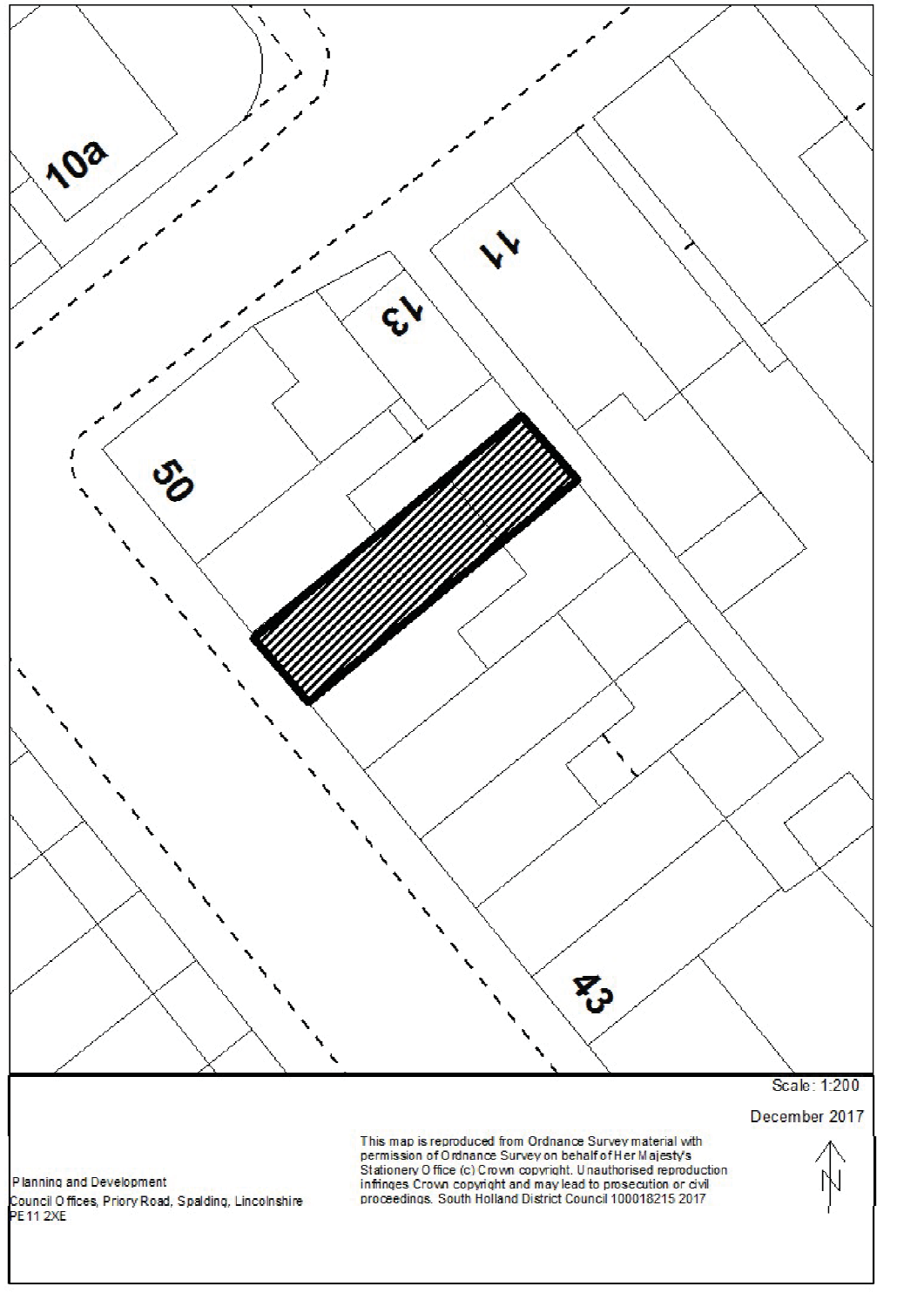10a

11

13

50

43

Scale: 1:200

December 2017

N

Planning and Development
Council Offices, Priory Road, Spalding, Lincolnshire
PE11 2XE

This map is reproduced from Ordnance Survey material with permission of Ordnance Survey on behalf of Her Majesty's Stationery Office (c) Crown copyright. Unauthorised reproduction infringes Crown copyright and may lead to prosecution or civil proceedings. South Holland District Council 100018215 2017